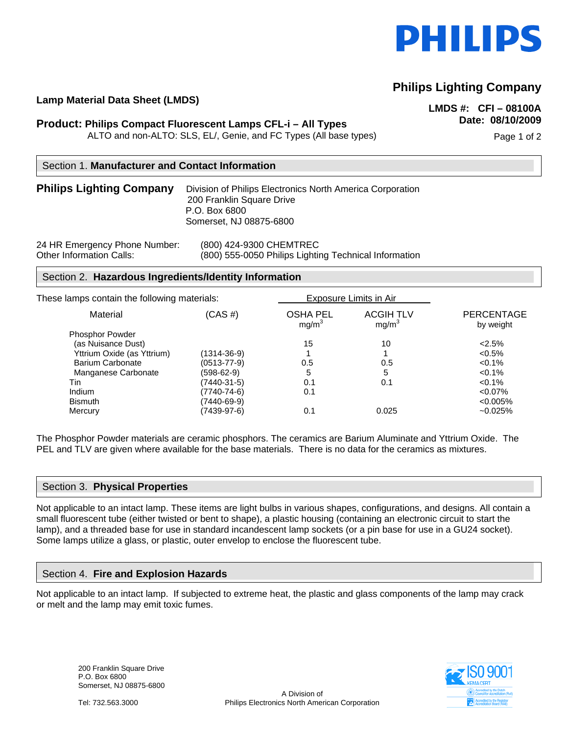# PHILIPS

**Philips Lighting Company**

**Lamp Material Data Sheet (LMDS)**

**LMDS #: CFI – 08100A**
**Date: 08/10/2009**

**Product: Philips Compact Fluorescent Lamps CFL-i – All Types**
ALTO and non-ALTO: SLS, EL/, Genie, and FC Types (All base types)

## Section 1. Manufacturer and Contact Information

**Philips Lighting Company**

Division of Philips Electronics North America Corporation
200 Franklin Square Drive
P.O. Box 6800
Somerset, NJ 08875-6800

24 HR Emergency Phone Number: (800) 424-9300 CHEMTREC
Other Information Calls: (800) 555-0050 Philips Lighting Technical Information

## Section 2. Hazardous Ingredients/Identity Information

These lamps contain the following materials:

| Material | (CAS #) | Exposure Limits in Air: OSHA PEL $mg/m^3$ | Exposure Limits in Air: ACGIH TLV $mg/m^3$ | PERCENTAGE by weight |
|---|---|---|---|---|
| Phosphor Powder | | | | |
| (as Nuisance Dust) | | 15 | 10 | <2.5% |
| Yttrium Oxide (as Yttrium) | (1314-36-9) | 1 | 1 | <0.5% |
| Barium Carbonate | (0513-77-9) | 0.5 | 0.5 | <0.1% |
| Manganese Carbonate | (598-62-9) | 5 | 5 | <0.1% |
| Tin | (7440-31-5) | 0.1 | 0.1 | <0.1% |
| Indium | (7740-74-6) | 0.1 | | <0.07% |
| Bismuth | (7440-69-9) | | | <0.005% |
| Mercury | (7439-97-6) | 0.1 | 0.025 | ~0.025% |

The Phosphor Powder materials are ceramic phosphors. The ceramics are Barium Aluminate and Yttrium Oxide. The PEL and TLV are given where available for the base materials. There is no data for the ceramics as mixtures.

## Section 3. Physical Properties

Not applicable to an intact lamp. These items are light bulbs in various shapes, configurations, and designs. All contain a small fluorescent tube (either twisted or bent to shape), a plastic housing (containing an electronic circuit to start the lamp), and a threaded base for use in standard incandescent lamp sockets (or a pin base for use in a GU24 socket). Some lamps utilize a glass, or plastic, outer envelop to enclose the fluorescent tube.

## Section 4. Fire and Explosion Hazards

Not applicable to an intact lamp. If subjected to extreme heat, the plastic and glass components of the lamp may crack or melt and the lamp may emit toxic fumes.

200 Franklin Square Drive
P.O. Box 6800
Somerset, NJ 08875-6800

Tel: 732.563.3000

A Division of
Philips Electronics North American Corporation

ISO 9001 KEMA CERT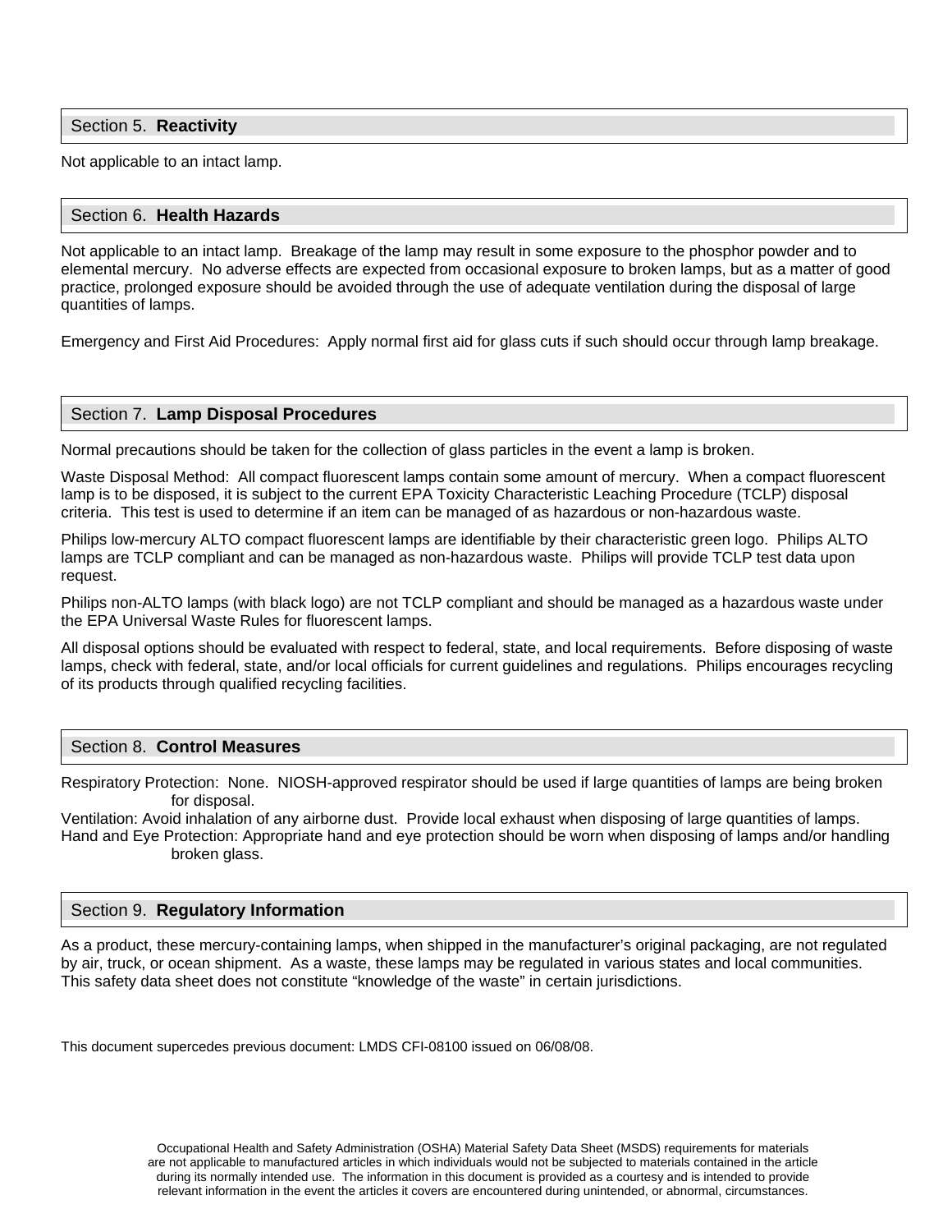## Section 5. **Reactivity**

Not applicable to an intact lamp.

## Section 6. **Health Hazards**

Not applicable to an intact lamp. Breakage of the lamp may result in some exposure to the phosphor powder and to elemental mercury. No adverse effects are expected from occasional exposure to broken lamps, but as a matter of good practice, prolonged exposure should be avoided through the use of adequate ventilation during the disposal of large quantities of lamps.

Emergency and First Aid Procedures: Apply normal first aid for glass cuts if such should occur through lamp breakage.

## Section 7. **Lamp Disposal Procedures**

Normal precautions should be taken for the collection of glass particles in the event a lamp is broken.

Waste Disposal Method: All compact fluorescent lamps contain some amount of mercury. When a compact fluorescent lamp is to be disposed, it is subject to the current EPA Toxicity Characteristic Leaching Procedure (TCLP) disposal criteria. This test is used to determine if an item can be managed of as hazardous or non-hazardous waste.

Philips low-mercury ALTO compact fluorescent lamps are identifiable by their characteristic green logo. Philips ALTO lamps are TCLP compliant and can be managed as non-hazardous waste. Philips will provide TCLP test data upon request.

Philips non-ALTO lamps (with black logo) are not TCLP compliant and should be managed as a hazardous waste under the EPA Universal Waste Rules for fluorescent lamps.

All disposal options should be evaluated with respect to federal, state, and local requirements. Before disposing of waste lamps, check with federal, state, and/or local officials for current guidelines and regulations. Philips encourages recycling of its products through qualified recycling facilities.

## Section 8. **Control Measures**

Respiratory Protection: None. NIOSH-approved respirator should be used if large quantities of lamps are being broken for disposal.
Ventilation: Avoid inhalation of any airborne dust. Provide local exhaust when disposing of large quantities of lamps.
Hand and Eye Protection: Appropriate hand and eye protection should be worn when disposing of lamps and/or handling broken glass.

## Section 9. **Regulatory Information**

As a product, these mercury-containing lamps, when shipped in the manufacturer's original packaging, are not regulated by air, truck, or ocean shipment. As a waste, these lamps may be regulated in various states and local communities. This safety data sheet does not constitute "knowledge of the waste" in certain jurisdictions.

This document supercedes previous document: LMDS CFI-08100 issued on 06/08/08.

Occupational Health and Safety Administration (OSHA) Material Safety Data Sheet (MSDS) requirements for materials are not applicable to manufactured articles in which individuals would not be subjected to materials contained in the article during its normally intended use. The information in this document is provided as a courtesy and is intended to provide relevant information in the event the articles it covers are encountered during unintended, or abnormal, circumstances.